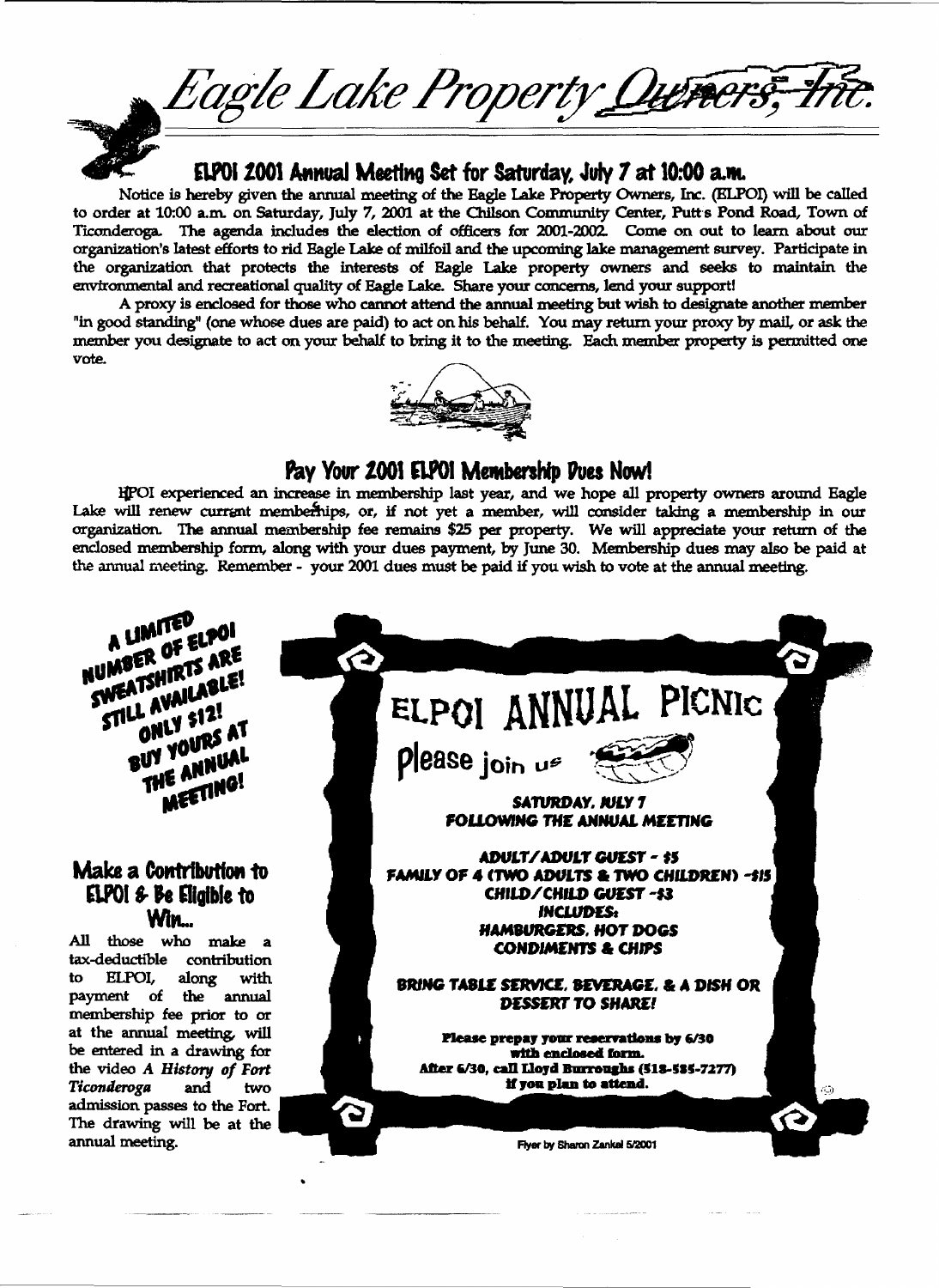# Eagle Lake Property Owners, Inc.

## ELPOI 2001 Annual Meeting Set for Saturday, July 7 at 10:00 a.m.

Notice is hereby given the annual meeting of the Eagle Lake Property Owners, Inc. (ELPOI) will be called to order at 10:00 a.m. on Saturday, July 7, 2001 at the Chilson Community Center, Putt's Pond Road, Town of Ticonderoga. The agenda includes the election of officers for 2001-2002. Come on out to learn about our organization's latest efforts to rid Eagle Lake of milfoil and the upcoming lake management survey. Participate in the organization that protects the interests of Eagle Lake property owners and seeks to maintain the environmental and recreational quality of Eagle Lake. Share your concerns, lend your support!

A proxy is enclosed for those who cannot attend the annual meeting but wish to designate another member "in good standing" (one whose dues are paid) to act on his behalf. You may return your proxy by mail, or ask the member you designate to act on your behalf to bring it to the meeting. Each member property is permitted one vote.

## Pay Your 2001 ELPOI Membership Dues Now!

ELPOI experienced an increase in membership last year, and we hope all property owners around Eagle Lake will renew current memberships, or, if not yet a member, will consider taking a membership in our organization. The annual membership fee remains $25 per property. We will appreciate your return of the enclosed membership form, along with your dues payment, by June 30. Membership dues may also be paid at the annual meeting. Remember - your 2001 dues must be paid if you wish to vote at the annual meeting.

**A LIMITED NUMBER OF ELPOI SWEATSHIRTS ARE STILL AVAILABLE! ONLY $12! BUY YOURS AT THE ANNUAL MEETING!**

## Make a Contribution to ELPOI & Be Eligible to Win...

All those who make a tax-deductible contribution to ELPOI, along with payment of the annual membership fee prior to or at the annual meeting, will be entered in a drawing for the video *A History of Fort Ticonderoga* and two admission passes to the Fort. The drawing will be at the annual meeting.

## ELPOI ANNUAL PICNIC

Please join us

**SATURDAY, JULY 7**
**FOLLOWING THE ANNUAL MEETING**

**ADULT/ADULT GUEST - $5**
**FAMILY OF 4 (TWO ADULTS & TWO CHILDREN) - $15**
**CHILD/CHILD GUEST - $3**
**INCLUDES:**
**HAMBURGERS, HOT DOGS**
**CONDIMENTS & CHIPS**

**BRING TABLE SERVICE, BEVERAGE, & A DISH OR DESSERT TO SHARE!**

**Please prepay your reservations by 6/30 with enclosed form.**
**After 6/30, call Lloyd Burroughs (518-585-7277) if you plan to attend.**

Flyer by Sharon Zankel 5/2001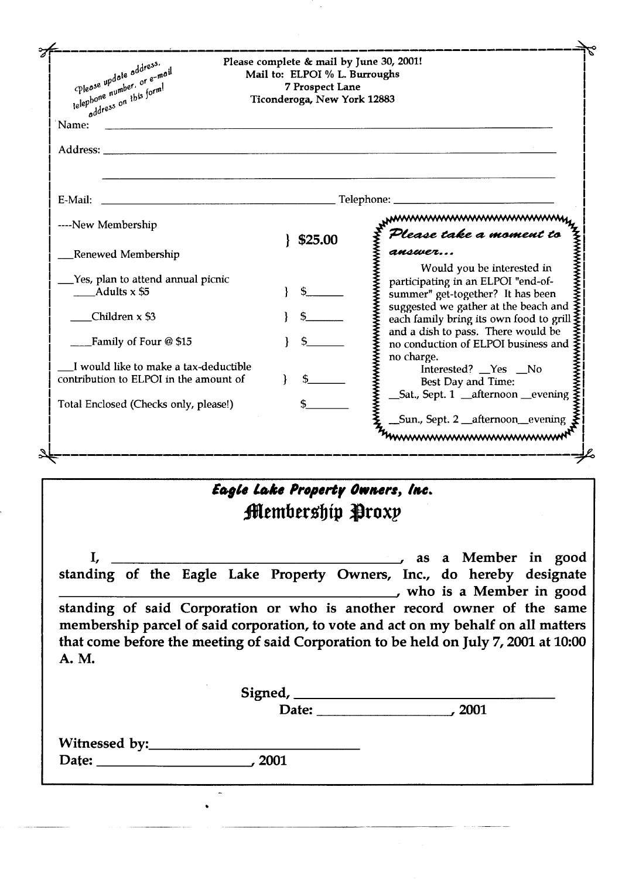*Please update address, telephone number, or e-mail address on this form!*

**Please complete & mail by June 30, 2001!**
**Mail to: ELPOI % L. Burroughs**
**7 Prospect Lane**
**Ticonderoga, New York 12883**

Name: ______________________________________________

Address: ______________________________________________

______________________________________________

E-Mail: ______________________ Telephone: ______________________

----New Membership
__Renewed Membership } $25.00

__Yes, plan to attend annual picnic
____Adults x $5 } $______

____Children x $3 } $______

____Family of Four @ $15 } $______

__I would like to make a tax-deductible contribution to ELPOI in the amount of } $______

Total Enclosed (Checks only, please!) $______

***Please take a moment to answer...***

Would you be interested in participating in an ELPOI "end-of-summer" get-together? It has been suggested we gather at the beach and each family bring its own food to grill and a dish to pass. There would be no conduction of ELPOI business and no charge.

Interested? __Yes __No

Best Day and Time:

__Sat., Sept. 1 __afternoon __evening

__Sun., Sept. 2 __afternoon__evening

## *Eagle Lake Property Owners, Inc.*
## Membership Proxy

**I, ______________________, as a Member in good standing of the Eagle Lake Property Owners, Inc., do hereby designate ______________________, who is a Member in good standing of said Corporation or who is another record owner of the same membership parcel of said corporation, to vote and act on my behalf on all matters that come before the meeting of said Corporation to be held on July 7, 2001 at 10:00 A. M.**

**Signed, ______________________**

**Date: ______________, 2001**

**Witnessed by: ______________________**

**Date: ______________, 2001**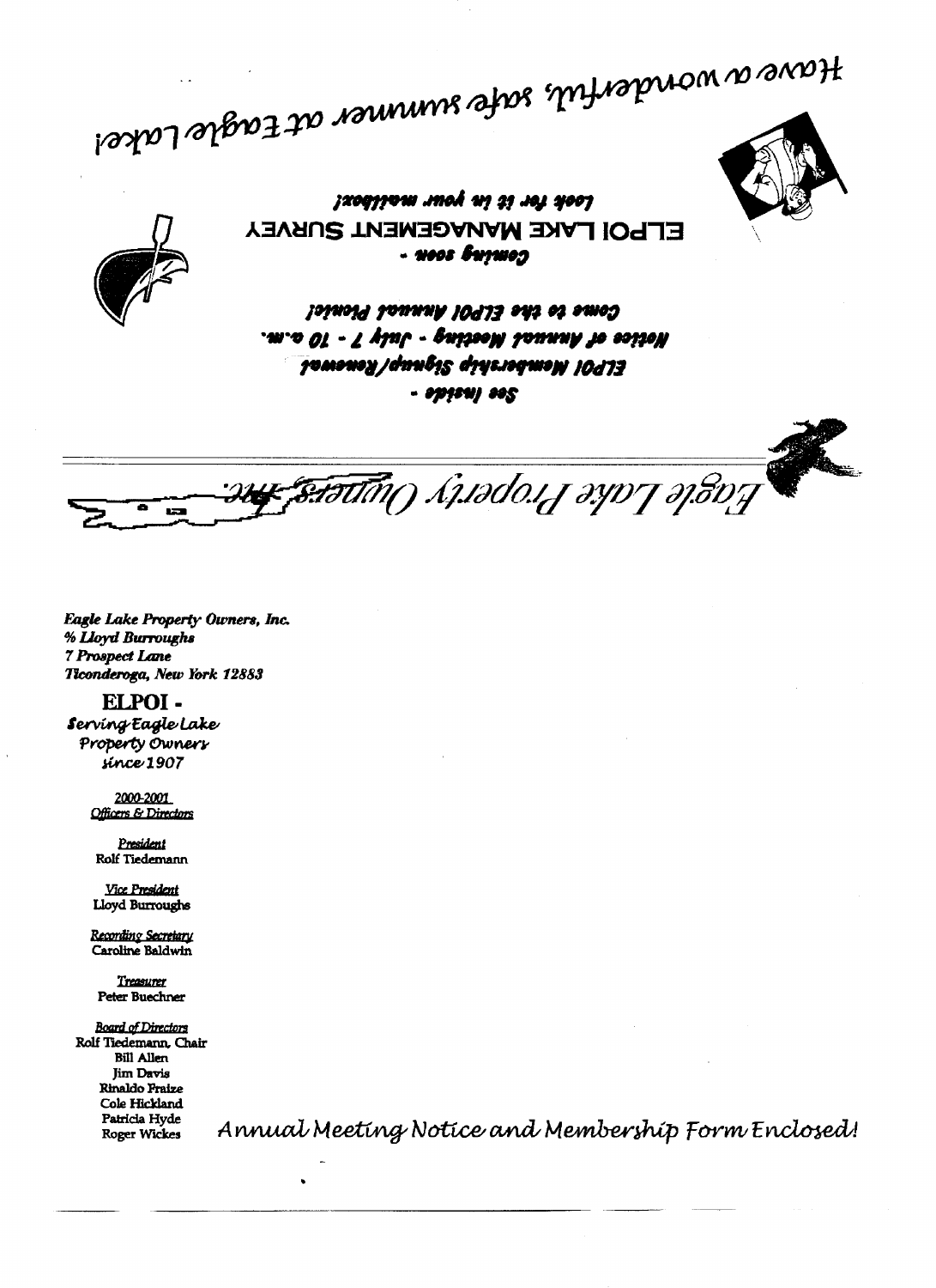Have a wonderful, safe summer at Eagle Lake!

*Look for it in your mailbox!*

**ELPOI LAKE MANAGEMENT SURVEY**

***Coming soon -***

***Come to the ELPOI Annual Picnic!***

***Notice of Annual Meeting - July 7 - 10 a.m.***

***ELPOI Membership Signup/Renewal***

***See Inside -***

*Eagle Lake Property Owners, Inc.*

*Eagle Lake Property Owners, Inc.*
*% Lloyd Burroughs*
*7 Prospect Lane*
*Ticonderoga, New York 12883*

**ELPOI -**

*Serving Eagle Lake Property Owners since 1907*

2000-2001 Officers & Directors

President
Rolf Tiedemann

Vice President
Lloyd Burroughs

Recording Secretary
Caroline Baldwin

Treasurer
Peter Buechner

Board of Directors
Rolf Tiedemann, Chair
Bill Allen
Jim Davis
Rinaldo Fraize
Cole Hickland
Patricia Hyde
Roger Wickes

*Annual Meeting Notice and Membership Form Enclosed!*